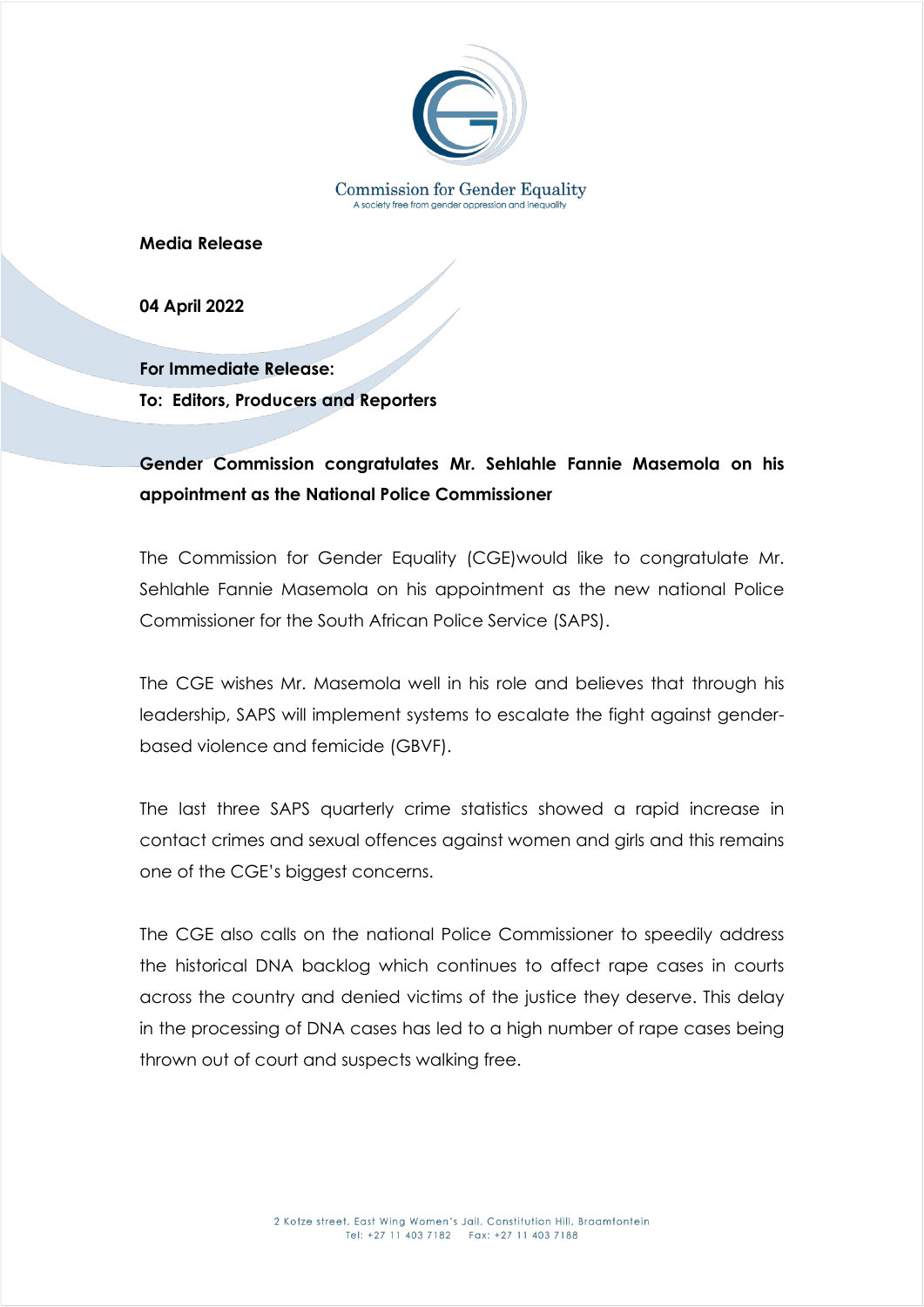Commission for Gender Equality
A society free from gender oppression and inequality

**Media Release**

**04 April 2022**

**For Immediate Release:**

**To: Editors, Producers and Reporters**

**Gender Commission congratulates Mr. Sehlahle Fannie Masemola on his appointment as the National Police Commissioner**

The Commission for Gender Equality (CGE)would like to congratulate Mr. Sehlahle Fannie Masemola on his appointment as the new national Police Commissioner for the South African Police Service (SAPS).

The CGE wishes Mr. Masemola well in his role and believes that through his leadership, SAPS will implement systems to escalate the fight against gender-based violence and femicide (GBVF).

The last three SAPS quarterly crime statistics showed a rapid increase in contact crimes and sexual offences against women and girls and this remains one of the CGE's biggest concerns.

The CGE also calls on the national Police Commissioner to speedily address the historical DNA backlog which continues to affect rape cases in courts across the country and denied victims of the justice they deserve. This delay in the processing of DNA cases has led to a high number of rape cases being thrown out of court and suspects walking free.

2 Kotze street, East Wing Women's Jail, Constitution Hill, Braamfontein
Tel: +27 11 403 7182 Fax: +27 11 403 7188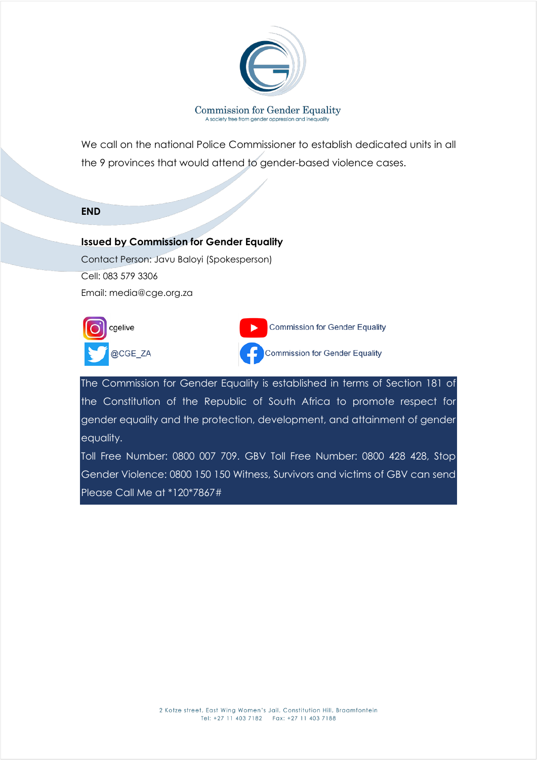We call on the national Police Commissioner to establish dedicated units in all the 9 provinces that would attend to gender-based violence cases.

**END**

**Issued by Commission for Gender Equality**

Contact Person: Javu Baloyi (Spokesperson)

Cell: 083 579 3306

Email: media@cge.org.za

cgelive

Commission for Gender Equality

@CGE_ZA

Commission for Gender Equality

The Commission for Gender Equality is established in terms of Section 181 of the Constitution of the Republic of South Africa to promote respect for gender equality and the protection, development, and attainment of gender equality.

Toll Free Number: 0800 007 709. GBV Toll Free Number: 0800 428 428, Stop Gender Violence: 0800 150 150 Witness, Survivors and victims of GBV can send Please Call Me at *120*7867#